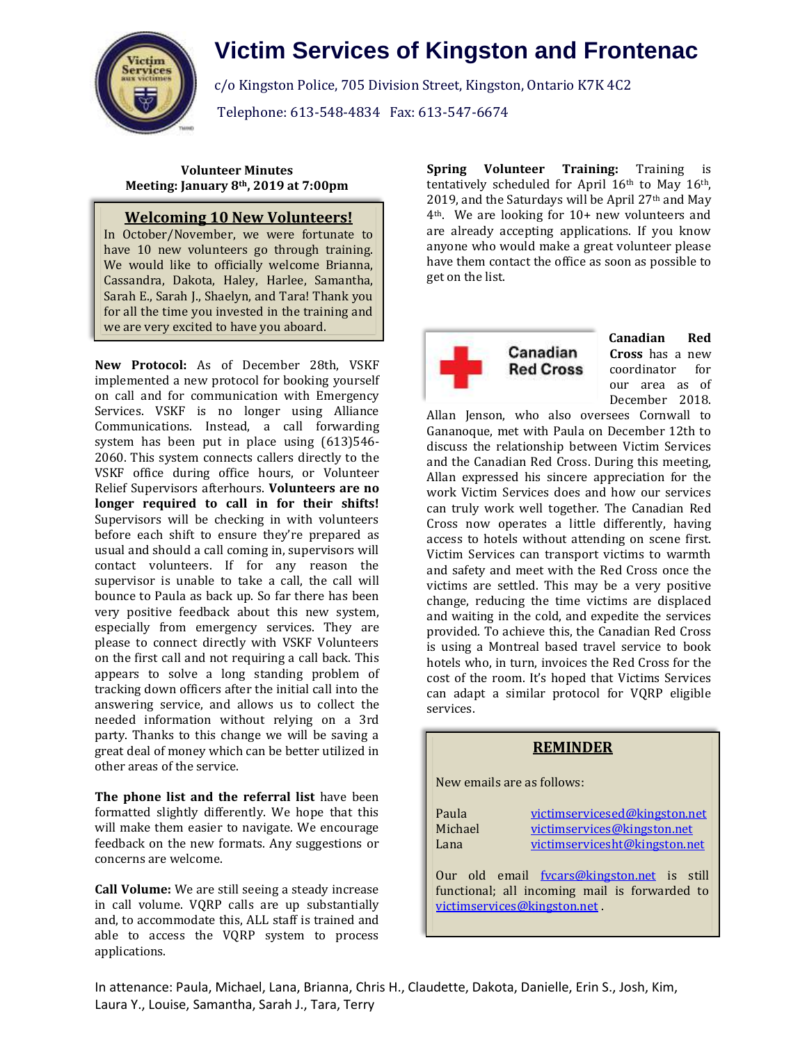# Victim Services of Kingston and Frontenac

c/o Kingston Police, 705 Division Street, Kingston, Ontario K7K 4C2

Telephone: 613-548-4834 Fax: 613-547-6674

**Volunteer Minutes**
**Meeting: January 8th, 2019 at 7:00pm**

## Welcoming 10 New Volunteers!

In October/November, we were fortunate to have 10 new volunteers go through training. We would like to officially welcome Brianna, Cassandra, Dakota, Haley, Harlee, Samantha, Sarah E., Sarah J., Shaelyn, and Tara! Thank you for all the time you invested in the training and we are very excited to have you aboard.

**New Protocol:** As of December 28th, VSKF implemented a new protocol for booking yourself on call and for communication with Emergency Services. VSKF is no longer using Alliance Communications. Instead, a call forwarding system has been put in place using (613)546-2060. This system connects callers directly to the VSKF office during office hours, or Volunteer Relief Supervisors afterhours. **Volunteers are no longer required to call in for their shifts!** Supervisors will be checking in with volunteers before each shift to ensure they're prepared as usual and should a call coming in, supervisors will contact volunteers. If for any reason the supervisor is unable to take a call, the call will bounce to Paula as back up. So far there has been very positive feedback about this new system, especially from emergency services. They are please to connect directly with VSKF Volunteers on the first call and not requiring a call back. This appears to solve a long standing problem of tracking down officers after the initial call into the answering service, and allows us to collect the needed information without relying on a 3rd party. Thanks to this change we will be saving a great deal of money which can be better utilized in other areas of the service.

**The phone list and the referral list** have been formatted slightly differently. We hope that this will make them easier to navigate. We encourage feedback on the new formats. Any suggestions or concerns are welcome.

**Call Volume:** We are still seeing a steady increase in call volume. VQRP calls are up substantially and, to accommodate this, ALL staff is trained and able to access the VQRP system to process applications.

**Spring Volunteer Training:** Training is tentatively scheduled for April 16th to May 16th, 2019, and the Saturdays will be April 27th and May 4th. We are looking for 10+ new volunteers and are already accepting applications. If you know anyone who would make a great volunteer please have them contact the office as soon as possible to get on the list.

**Canadian Red Cross** has a new coordinator for our area as of December 2018. Allan Jenson, who also oversees Cornwall to Gananoque, met with Paula on December 12th to discuss the relationship between Victim Services and the Canadian Red Cross. During this meeting, Allan expressed his sincere appreciation for the work Victim Services does and how our services can truly work well together. The Canadian Red Cross now operates a little differently, having access to hotels without attending on scene first. Victim Services can transport victims to warmth and safety and meet with the Red Cross once the victims are settled. This may be a very positive change, reducing the time victims are displaced and waiting in the cold, and expedite the services provided. To achieve this, the Canadian Red Cross is using a Montreal based travel service to book hotels who, in turn, invoices the Red Cross for the cost of the room. It's hoped that Victims Services can adapt a similar protocol for VQRP eligible services.

## REMINDER

New emails are as follows:

| | |
|---|---|
| Paula | victimservicesed@kingston.net |
| Michael | victimservices@kingston.net |
| Lana | victimservicesht@kingston.net |

Our old email fvcars@kingston.net is still functional; all incoming mail is forwarded to victimservices@kingston.net .

In attenance: Paula, Michael, Lana, Brianna, Chris H., Claudette, Dakota, Danielle, Erin S., Josh, Kim, Laura Y., Louise, Samantha, Sarah J., Tara, Terry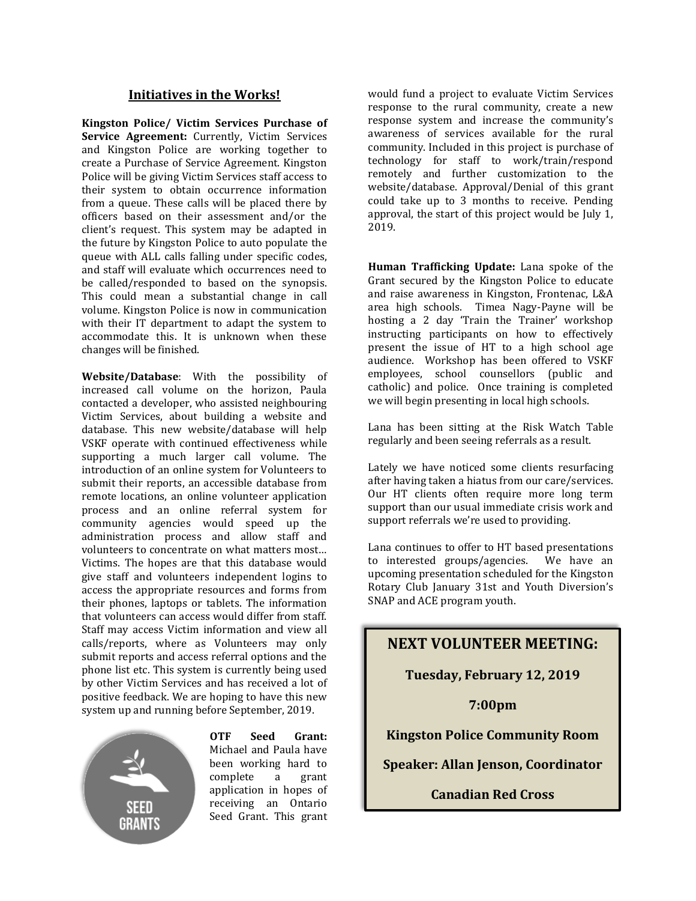## Initiatives in the Works!

**Kingston Police/ Victim Services Purchase of Service Agreement:** Currently, Victim Services and Kingston Police are working together to create a Purchase of Service Agreement. Kingston Police will be giving Victim Services staff access to their system to obtain occurrence information from a queue. These calls will be placed there by officers based on their assessment and/or the client's request. This system may be adapted in the future by Kingston Police to auto populate the queue with ALL calls falling under specific codes, and staff will evaluate which occurrences need to be called/responded to based on the synopsis. This could mean a substantial change in call volume. Kingston Police is now in communication with their IT department to adapt the system to accommodate this. It is unknown when these changes will be finished.

**Website/Database**: With the possibility of increased call volume on the horizon, Paula contacted a developer, who assisted neighbouring Victim Services, about building a website and database. This new website/database will help VSKF operate with continued effectiveness while supporting a much larger call volume. The introduction of an online system for Volunteers to submit their reports, an accessible database from remote locations, an online volunteer application process and an online referral system for community agencies would speed up the administration process and allow staff and volunteers to concentrate on what matters most… Victims. The hopes are that this database would give staff and volunteers independent logins to access the appropriate resources and forms from their phones, laptops or tablets. The information that volunteers can access would differ from staff. Staff may access Victim information and view all calls/reports, where as Volunteers may only submit reports and access referral options and the phone list etc. This system is currently being used by other Victim Services and has received a lot of positive feedback. We are hoping to have this new system up and running before September, 2019.

**OTF Seed Grant:** Michael and Paula have been working hard to complete a grant application in hopes of receiving an Ontario Seed Grant. This grant would fund a project to evaluate Victim Services response to the rural community, create a new response system and increase the community's awareness of services available for the rural community. Included in this project is purchase of technology for staff to work/train/respond remotely and further customization to the website/database. Approval/Denial of this grant could take up to 3 months to receive. Pending approval, the start of this project would be July 1, 2019.

**Human Trafficking Update:** Lana spoke of the Grant secured by the Kingston Police to educate and raise awareness in Kingston, Frontenac, L&A area high schools. Timea Nagy-Payne will be hosting a 2 day 'Train the Trainer' workshop instructing participants on how to effectively present the issue of HT to a high school age audience. Workshop has been offered to VSKF employees, school counsellors (public and catholic) and police. Once training is completed we will begin presenting in local high schools.

Lana has been sitting at the Risk Watch Table regularly and been seeing referrals as a result.

Lately we have noticed some clients resurfacing after having taken a hiatus from our care/services. Our HT clients often require more long term support than our usual immediate crisis work and support referrals we're used to providing.

Lana continues to offer to HT based presentations to interested groups/agencies. We have an upcoming presentation scheduled for the Kingston Rotary Club January 31st and Youth Diversion's SNAP and ACE program youth.

**NEXT VOLUNTEER MEETING:**

**Tuesday, February 12, 2019**

**7:00pm**

**Kingston Police Community Room**

**Speaker: Allan Jenson, Coordinator**

**Canadian Red Cross**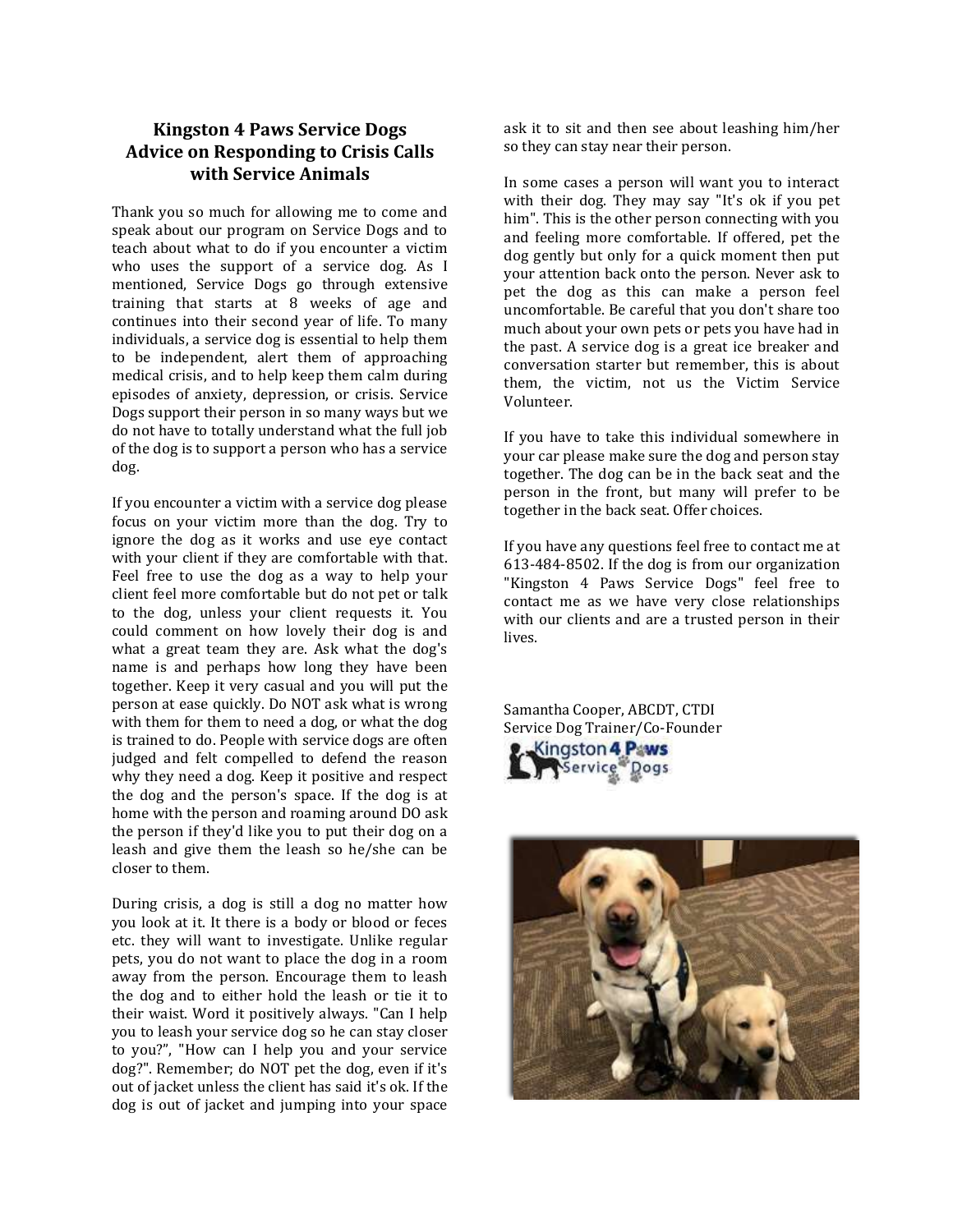## Kingston 4 Paws Service Dogs
## Advice on Responding to Crisis Calls with Service Animals

Thank you so much for allowing me to come and speak about our program on Service Dogs and to teach about what to do if you encounter a victim who uses the support of a service dog. As I mentioned, Service Dogs go through extensive training that starts at 8 weeks of age and continues into their second year of life. To many individuals, a service dog is essential to help them to be independent, alert them of approaching medical crisis, and to help keep them calm during episodes of anxiety, depression, or crisis. Service Dogs support their person in so many ways but we do not have to totally understand what the full job of the dog is to support a person who has a service dog.

If you encounter a victim with a service dog please focus on your victim more than the dog. Try to ignore the dog as it works and use eye contact with your client if they are comfortable with that. Feel free to use the dog as a way to help your client feel more comfortable but do not pet or talk to the dog, unless your client requests it. You could comment on how lovely their dog is and what a great team they are. Ask what the dog's name is and perhaps how long they have been together. Keep it very casual and you will put the person at ease quickly. Do NOT ask what is wrong with them for them to need a dog, or what the dog is trained to do. People with service dogs are often judged and felt compelled to defend the reason why they need a dog. Keep it positive and respect the dog and the person's space. If the dog is at home with the person and roaming around DO ask the person if they'd like you to put their dog on a leash and give them the leash so he/she can be closer to them.

During crisis, a dog is still a dog no matter how you look at it. It there is a body or blood or feces etc. they will want to investigate. Unlike regular pets, you do not want to place the dog in a room away from the person. Encourage them to leash the dog and to either hold the leash or tie it to their waist. Word it positively always. "Can I help you to leash your service dog so he can stay closer to you?", "How can I help you and your service dog?". Remember; do NOT pet the dog, even if it's out of jacket unless the client has said it's ok. If the dog is out of jacket and jumping into your space ask it to sit and then see about leashing him/her so they can stay near their person.

In some cases a person will want you to interact with their dog. They may say "It's ok if you pet him". This is the other person connecting with you and feeling more comfortable. If offered, pet the dog gently but only for a quick moment then put your attention back onto the person. Never ask to pet the dog as this can make a person feel uncomfortable. Be careful that you don't share too much about your own pets or pets you have had in the past. A service dog is a great ice breaker and conversation starter but remember, this is about them, the victim, not us the Victim Service Volunteer.

If you have to take this individual somewhere in your car please make sure the dog and person stay together. The dog can be in the back seat and the person in the front, but many will prefer to be together in the back seat. Offer choices.

If you have any questions feel free to contact me at 613-484-8502. If the dog is from our organization "Kingston 4 Paws Service Dogs" feel free to contact me as we have very close relationships with our clients and are a trusted person in their lives.

Samantha Cooper, ABCDT, CTDI
Service Dog Trainer/Co-Founder

Kingston 4 Paws Service Dogs